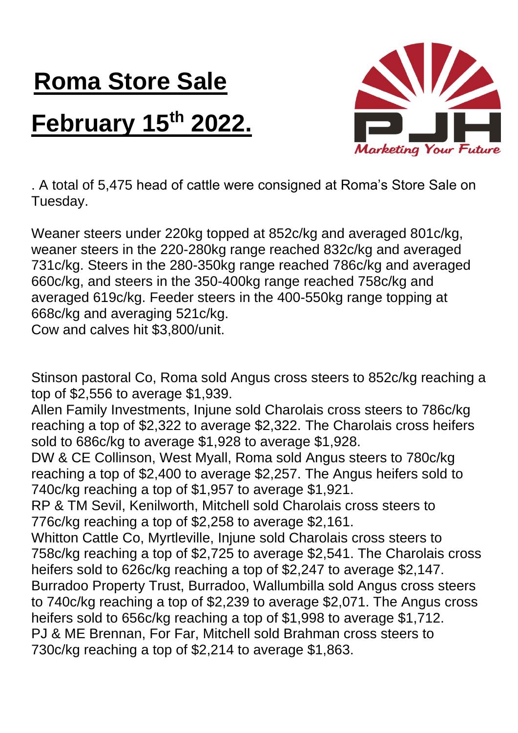# Roma Store Sale

# February 15th 2022.

. A total of 5,475 head of cattle were consigned at Roma's Store Sale on Tuesday.

Weaner steers under 220kg topped at 852c/kg and averaged 801c/kg, weaner steers in the 220-280kg range reached 832c/kg and averaged 731c/kg. Steers in the 280-350kg range reached 786c/kg and averaged 660c/kg, and steers in the 350-400kg range reached 758c/kg and averaged 619c/kg. Feeder steers in the 400-550kg range topping at 668c/kg and averaging 521c/kg.
Cow and calves hit $3,800/unit.

Stinson pastoral Co, Roma sold Angus cross steers to 852c/kg reaching a top of $2,556 to average $1,939.
Allen Family Investments, Injune sold Charolais cross steers to 786c/kg reaching a top of $2,322 to average $2,322. The Charolais cross heifers sold to 686c/kg to average $1,928 to average $1,928.
DW & CE Collinson, West Myall, Roma sold Angus steers to 780c/kg reaching a top of $2,400 to average $2,257. The Angus heifers sold to 740c/kg reaching a top of $1,957 to average $1,921.
RP & TM Sevil, Kenilworth, Mitchell sold Charolais cross steers to 776c/kg reaching a top of $2,258 to average $2,161.
Whitton Cattle Co, Myrtleville, Injune sold Charolais cross steers to 758c/kg reaching a top of $2,725 to average $2,541. The Charolais cross heifers sold to 626c/kg reaching a top of $2,247 to average $2,147.
Burradoo Property Trust, Burradoo, Wallumbilla sold Angus cross steers to 740c/kg reaching a top of $2,239 to average $2,071. The Angus cross heifers sold to 656c/kg reaching a top of $1,998 to average $1,712.
PJ & ME Brennan, For Far, Mitchell sold Brahman cross steers to 730c/kg reaching a top of $2,214 to average $1,863.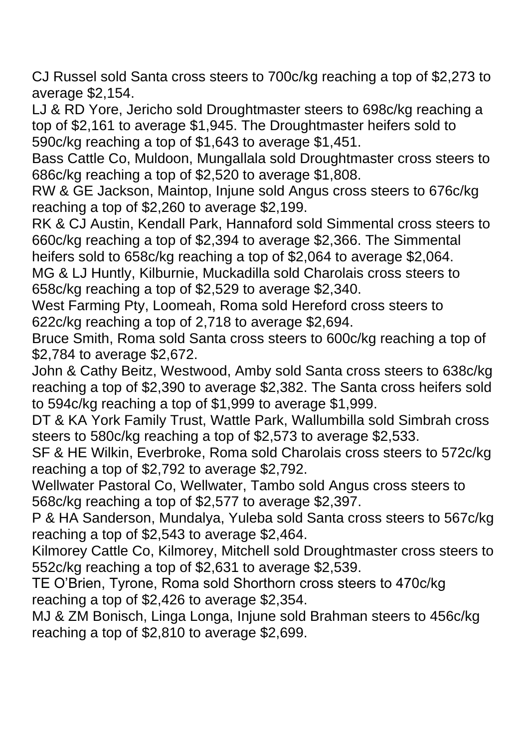CJ Russel sold Santa cross steers to 700c/kg reaching a top of $2,273 to average $2,154.

LJ & RD Yore, Jericho sold Droughtmaster steers to 698c/kg reaching a top of $2,161 to average $1,945. The Droughtmaster heifers sold to 590c/kg reaching a top of $1,643 to average $1,451.

Bass Cattle Co, Muldoon, Mungallala sold Droughtmaster cross steers to 686c/kg reaching a top of $2,520 to average $1,808.

RW & GE Jackson, Maintop, Injune sold Angus cross steers to 676c/kg reaching a top of $2,260 to average $2,199.

RK & CJ Austin, Kendall Park, Hannaford sold Simmental cross steers to 660c/kg reaching a top of $2,394 to average $2,366. The Simmental heifers sold to 658c/kg reaching a top of $2,064 to average $2,064.

MG & LJ Huntly, Kilburnie, Muckadilla sold Charolais cross steers to 658c/kg reaching a top of $2,529 to average $2,340.

West Farming Pty, Loomeah, Roma sold Hereford cross steers to 622c/kg reaching a top of 2,718 to average $2,694.

Bruce Smith, Roma sold Santa cross steers to 600c/kg reaching a top of $2,784 to average $2,672.

John & Cathy Beitz, Westwood, Amby sold Santa cross steers to 638c/kg reaching a top of $2,390 to average $2,382. The Santa cross heifers sold to 594c/kg reaching a top of $1,999 to average $1,999.

DT & KA York Family Trust, Wattle Park, Wallumbilla sold Simbrah cross steers to 580c/kg reaching a top of $2,573 to average $2,533.

SF & HE Wilkin, Everbroke, Roma sold Charolais cross steers to 572c/kg reaching a top of $2,792 to average $2,792.

Wellwater Pastoral Co, Wellwater, Tambo sold Angus cross steers to 568c/kg reaching a top of $2,577 to average $2,397.

P & HA Sanderson, Mundalya, Yuleba sold Santa cross steers to 567c/kg reaching a top of $2,543 to average $2,464.

Kilmorey Cattle Co, Kilmorey, Mitchell sold Droughtmaster cross steers to 552c/kg reaching a top of $2,631 to average $2,539.

TE O'Brien, Tyrone, Roma sold Shorthorn cross steers to 470c/kg reaching a top of $2,426 to average $2,354.

MJ & ZM Bonisch, Linga Longa, Injune sold Brahman steers to 456c/kg reaching a top of $2,810 to average $2,699.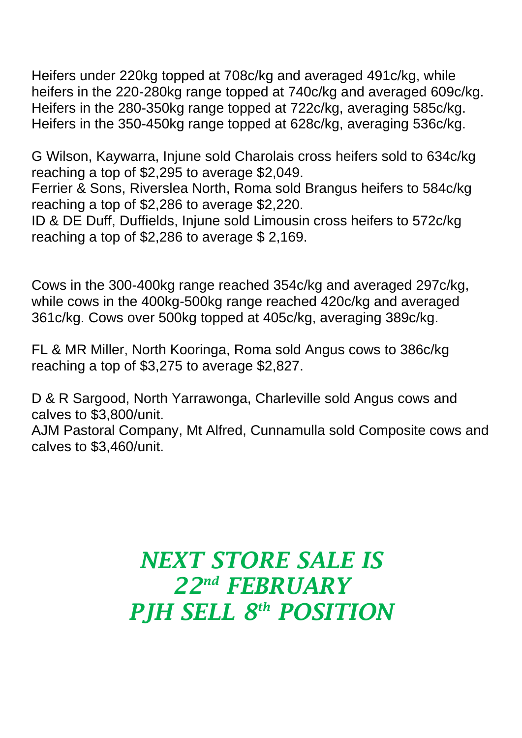Heifers under 220kg topped at 708c/kg and averaged 491c/kg, while heifers in the 220-280kg range topped at 740c/kg and averaged 609c/kg. Heifers in the 280-350kg range topped at 722c/kg, averaging 585c/kg. Heifers in the 350-450kg range topped at 628c/kg, averaging 536c/kg.

G Wilson, Kaywarra, Injune sold Charolais cross heifers sold to 634c/kg reaching a top of $2,295 to average $2,049.
Ferrier & Sons, Riverslea North, Roma sold Brangus heifers to 584c/kg reaching a top of $2,286 to average $2,220.
ID & DE Duff, Duffields, Injune sold Limousin cross heifers to 572c/kg reaching a top of $2,286 to average $ 2,169.

Cows in the 300-400kg range reached 354c/kg and averaged 297c/kg, while cows in the 400kg-500kg range reached 420c/kg and averaged 361c/kg. Cows over 500kg topped at 405c/kg, averaging 389c/kg.

FL & MR Miller, North Kooringa, Roma sold Angus cows to 386c/kg reaching a top of $3,275 to average $2,827.

D & R Sargood, North Yarrawonga, Charleville sold Angus cows and calves to $3,800/unit.
AJM Pastoral Company, Mt Alfred, Cunnamulla sold Composite cows and calves to $3,460/unit.

***NEXT STORE SALE IS 22nd FEBRUARY***
***PJH SELL 8th POSITION***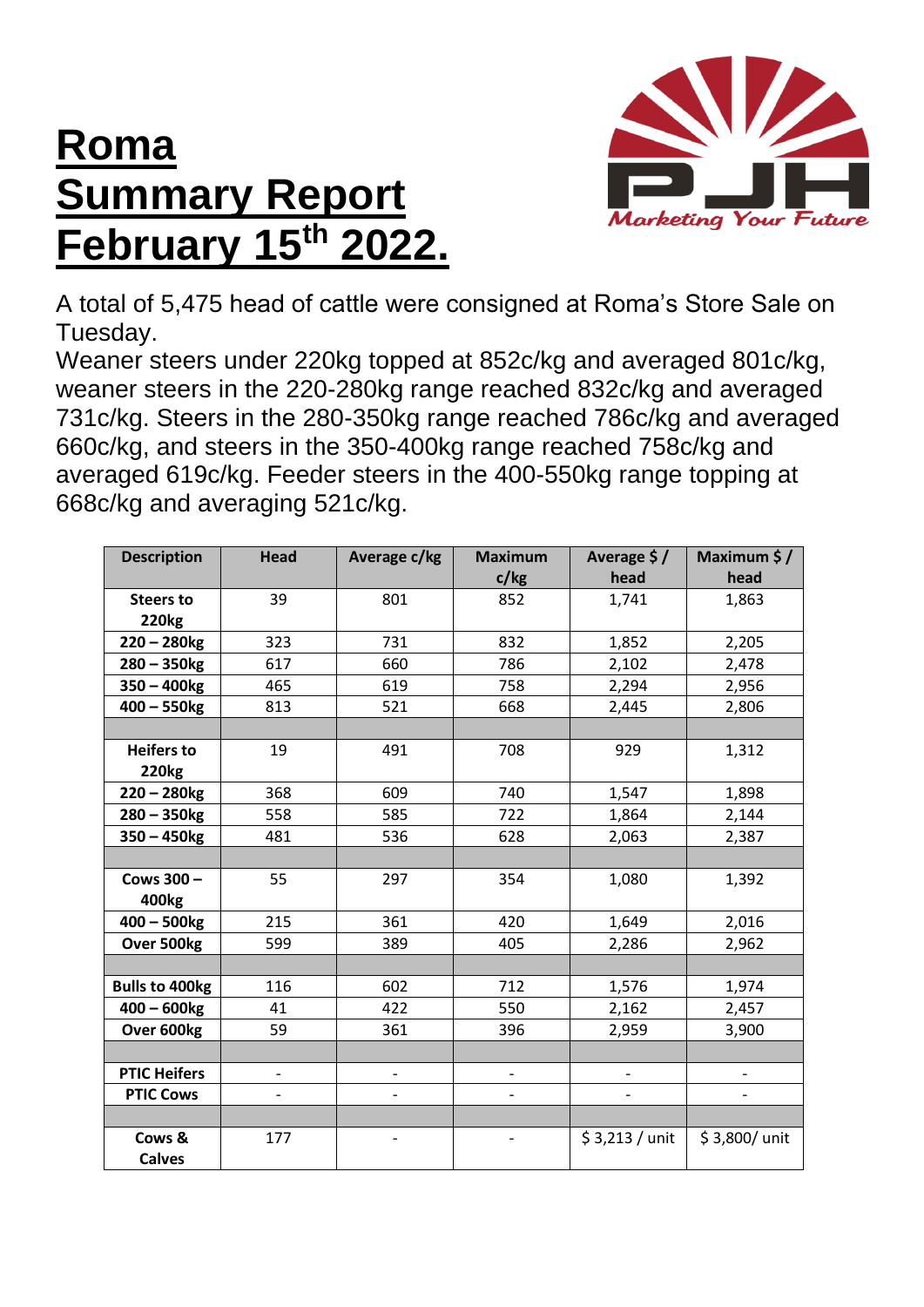# Roma Summary Report February 15th 2022.

PJH

*Marketing Your Future*

A total of 5,475 head of cattle were consigned at Roma's Store Sale on Tuesday.

Weaner steers under 220kg topped at 852c/kg and averaged 801c/kg, weaner steers in the 220-280kg range reached 832c/kg and averaged 731c/kg. Steers in the 280-350kg range reached 786c/kg and averaged 660c/kg, and steers in the 350-400kg range reached 758c/kg and averaged 619c/kg. Feeder steers in the 400-550kg range topping at 668c/kg and averaging 521c/kg.

| Description | Head | Average c/kg | Maximum c/kg | Average $ / head | Maximum $ / head |
|---|---|---|---|---|---|
| **Steers to 220kg** | 39 | 801 | 852 | 1,741 | 1,863 |
| **220 – 280kg** | 323 | 731 | 832 | 1,852 | 2,205 |
| **280 – 350kg** | 617 | 660 | 786 | 2,102 | 2,478 |
| **350 – 400kg** | 465 | 619 | 758 | 2,294 | 2,956 |
| **400 – 550kg** | 813 | 521 | 668 | 2,445 | 2,806 |
| | | | | | |
| **Heifers to 220kg** | 19 | 491 | 708 | 929 | 1,312 |
| **220 – 280kg** | 368 | 609 | 740 | 1,547 | 1,898 |
| **280 – 350kg** | 558 | 585 | 722 | 1,864 | 2,144 |
| **350 – 450kg** | 481 | 536 | 628 | 2,063 | 2,387 |
| | | | | | |
| **Cows 300 – 400kg** | 55 | 297 | 354 | 1,080 | 1,392 |
| **400 – 500kg** | 215 | 361 | 420 | 1,649 | 2,016 |
| **Over 500kg** | 599 | 389 | 405 | 2,286 | 2,962 |
| | | | | | |
| **Bulls to 400kg** | 116 | 602 | 712 | 1,576 | 1,974 |
| **400 – 600kg** | 41 | 422 | 550 | 2,162 | 2,457 |
| **Over 600kg** | 59 | 361 | 396 | 2,959 | 3,900 |
| | | | | | |
| **PTIC Heifers** | - | - | - | - | - |
| **PTIC Cows** | - | - | - | - | - |
| | | | | | |
| **Cows & Calves** | 177 | - | - | $ 3,213 / unit | $ 3,800/ unit |